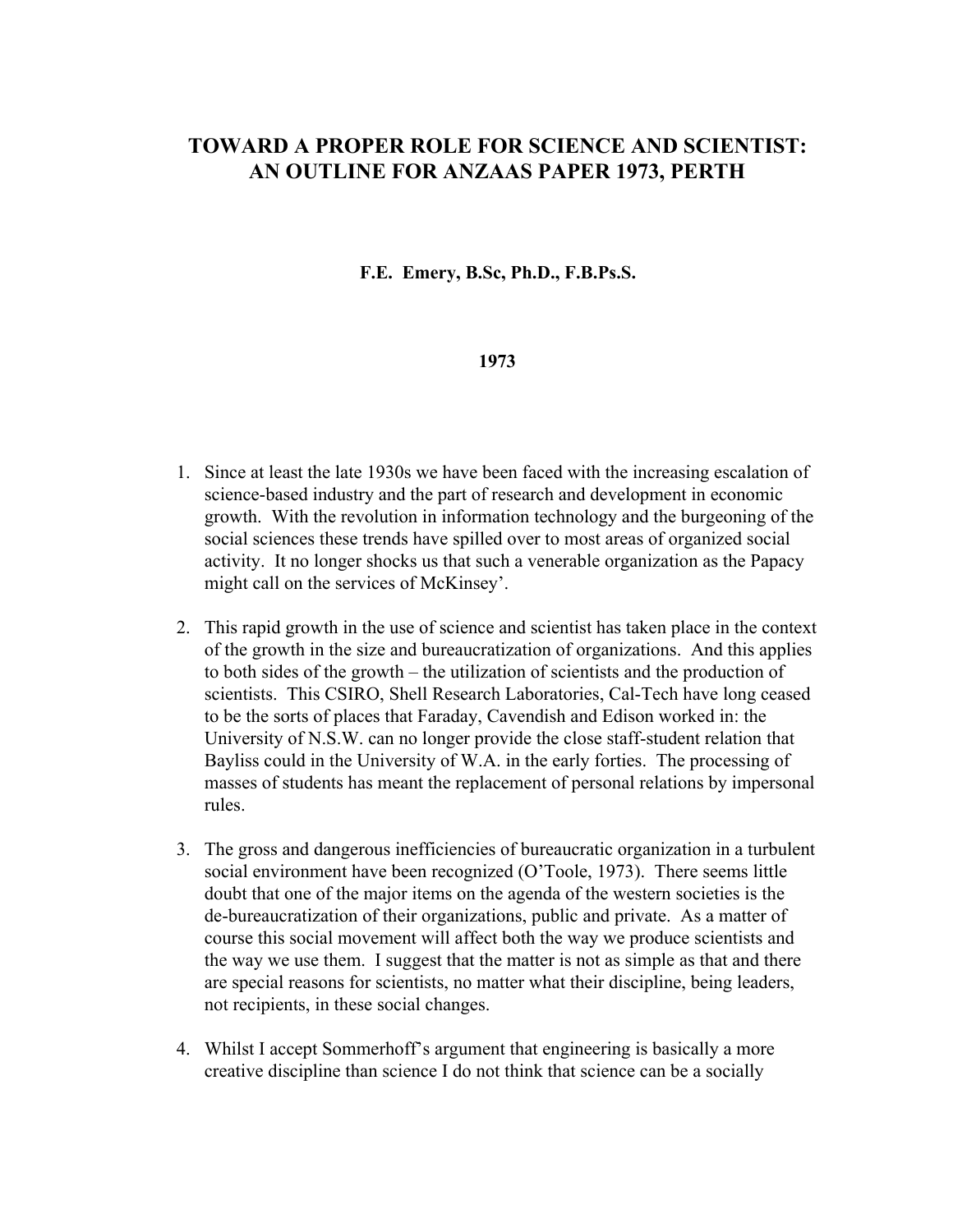# TOWARD A PROPER ROLE FOR SCIENCE AND SCIENTIST: AN OUTLINE FOR ANZAAS PAPER 1973, PERTH

**F.E. Emery, B.Sc, Ph.D., F.B.Ps.S.**

**1973**

1. Since at least the late 1930s we have been faced with the increasing escalation of science-based industry and the part of research and development in economic growth. With the revolution in information technology and the burgeoning of the social sciences these trends have spilled over to most areas of organized social activity. It no longer shocks us that such a venerable organization as the Papacy might call on the services of McKinsey'.

2. This rapid growth in the use of science and scientist has taken place in the context of the growth in the size and bureaucratization of organizations. And this applies to both sides of the growth – the utilization of scientists and the production of scientists. This CSIRO, Shell Research Laboratories, Cal-Tech have long ceased to be the sorts of places that Faraday, Cavendish and Edison worked in: the University of N.S.W. can no longer provide the close staff-student relation that Bayliss could in the University of W.A. in the early forties. The processing of masses of students has meant the replacement of personal relations by impersonal rules.

3. The gross and dangerous inefficiencies of bureaucratic organization in a turbulent social environment have been recognized (O'Toole, 1973). There seems little doubt that one of the major items on the agenda of the western societies is the de-bureaucratization of their organizations, public and private. As a matter of course this social movement will affect both the way we produce scientists and the way we use them. I suggest that the matter is not as simple as that and there are special reasons for scientists, no matter what their discipline, being leaders, not recipients, in these social changes.

4. Whilst I accept Sommerhoff's argument that engineering is basically a more creative discipline than science I do not think that science can be a socially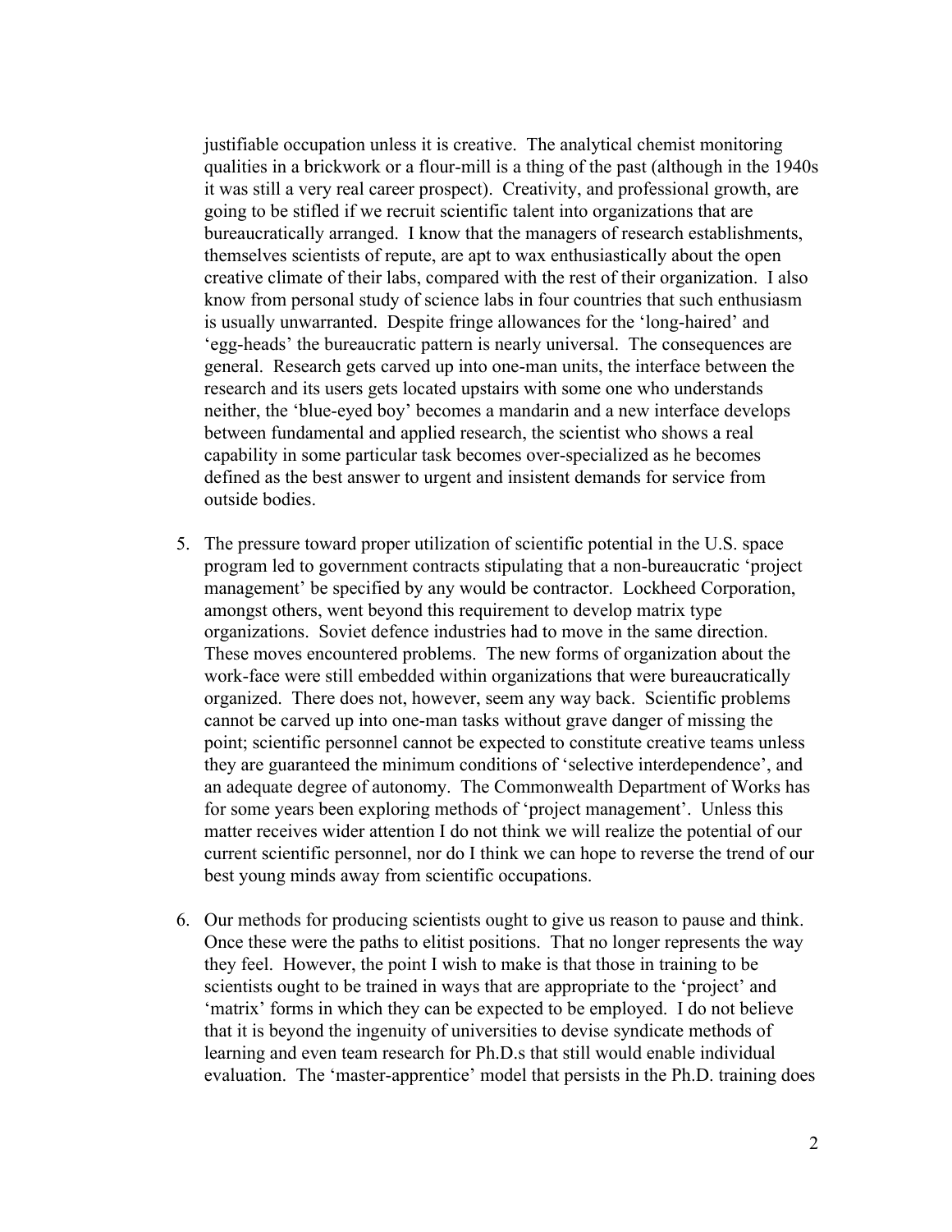justifiable occupation unless it is creative. The analytical chemist monitoring qualities in a brickwork or a flour-mill is a thing of the past (although in the 1940s it was still a very real career prospect). Creativity, and professional growth, are going to be stifled if we recruit scientific talent into organizations that are bureaucratically arranged. I know that the managers of research establishments, themselves scientists of repute, are apt to wax enthusiastically about the open creative climate of their labs, compared with the rest of their organization. I also know from personal study of science labs in four countries that such enthusiasm is usually unwarranted. Despite fringe allowances for the 'long-haired' and 'egg-heads' the bureaucratic pattern is nearly universal. The consequences are general. Research gets carved up into one-man units, the interface between the research and its users gets located upstairs with some one who understands neither, the 'blue-eyed boy' becomes a mandarin and a new interface develops between fundamental and applied research, the scientist who shows a real capability in some particular task becomes over-specialized as he becomes defined as the best answer to urgent and insistent demands for service from outside bodies.

5. The pressure toward proper utilization of scientific potential in the U.S. space program led to government contracts stipulating that a non-bureaucratic 'project management' be specified by any would be contractor. Lockheed Corporation, amongst others, went beyond this requirement to develop matrix type organizations. Soviet defence industries had to move in the same direction. These moves encountered problems. The new forms of organization about the work-face were still embedded within organizations that were bureaucratically organized. There does not, however, seem any way back. Scientific problems cannot be carved up into one-man tasks without grave danger of missing the point; scientific personnel cannot be expected to constitute creative teams unless they are guaranteed the minimum conditions of 'selective interdependence', and an adequate degree of autonomy. The Commonwealth Department of Works has for some years been exploring methods of 'project management'. Unless this matter receives wider attention I do not think we will realize the potential of our current scientific personnel, nor do I think we can hope to reverse the trend of our best young minds away from scientific occupations.

6. Our methods for producing scientists ought to give us reason to pause and think. Once these were the paths to elitist positions. That no longer represents the way they feel. However, the point I wish to make is that those in training to be scientists ought to be trained in ways that are appropriate to the 'project' and 'matrix' forms in which they can be expected to be employed. I do not believe that it is beyond the ingenuity of universities to devise syndicate methods of learning and even team research for Ph.D.s that still would enable individual evaluation. The 'master-apprentice' model that persists in the Ph.D. training does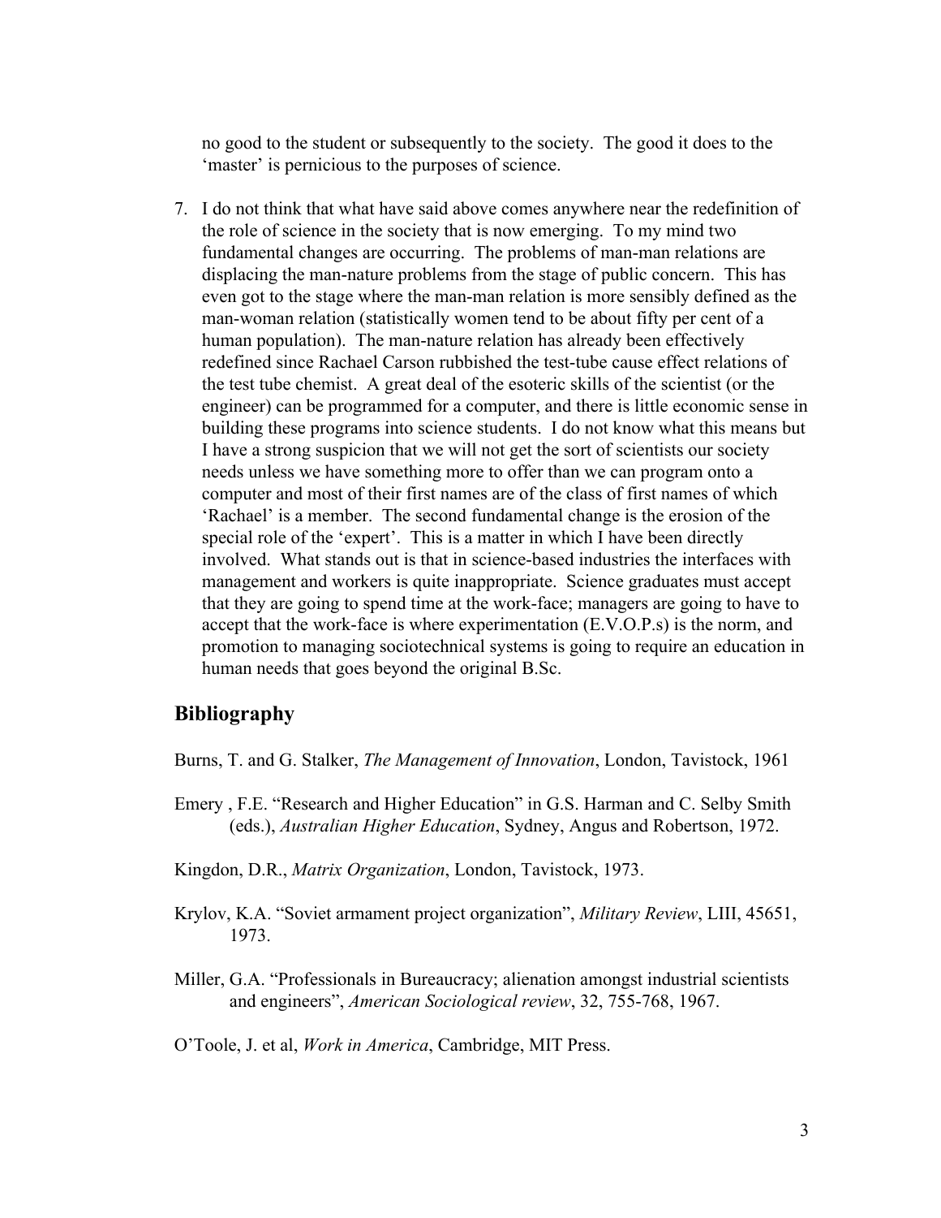no good to the student or subsequently to the society. The good it does to the 'master' is pernicious to the purposes of science.

7. I do not think that what have said above comes anywhere near the redefinition of the role of science in the society that is now emerging. To my mind two fundamental changes are occurring. The problems of man-man relations are displacing the man-nature problems from the stage of public concern. This has even got to the stage where the man-man relation is more sensibly defined as the man-woman relation (statistically women tend to be about fifty per cent of a human population). The man-nature relation has already been effectively redefined since Rachael Carson rubbished the test-tube cause effect relations of the test tube chemist. A great deal of the esoteric skills of the scientist (or the engineer) can be programmed for a computer, and there is little economic sense in building these programs into science students. I do not know what this means but I have a strong suspicion that we will not get the sort of scientists our society needs unless we have something more to offer than we can program onto a computer and most of their first names are of the class of first names of which 'Rachael' is a member. The second fundamental change is the erosion of the special role of the 'expert'. This is a matter in which I have been directly involved. What stands out is that in science-based industries the interfaces with management and workers is quite inappropriate. Science graduates must accept that they are going to spend time at the work-face; managers are going to have to accept that the work-face is where experimentation (E.V.O.P.s) is the norm, and promotion to managing sociotechnical systems is going to require an education in human needs that goes beyond the original B.Sc.

## Bibliography

Burns, T. and G. Stalker, *The Management of Innovation*, London, Tavistock, 1961

Emery , F.E. "Research and Higher Education" in G.S. Harman and C. Selby Smith (eds.), *Australian Higher Education*, Sydney, Angus and Robertson, 1972.

Kingdon, D.R., *Matrix Organization*, London, Tavistock, 1973.

Krylov, K.A. "Soviet armament project organization", *Military Review*, LIII, 45651, 1973.

Miller, G.A. "Professionals in Bureaucracy; alienation amongst industrial scientists and engineers", *American Sociological review*, 32, 755-768, 1967.

O'Toole, J. et al, *Work in America*, Cambridge, MIT Press.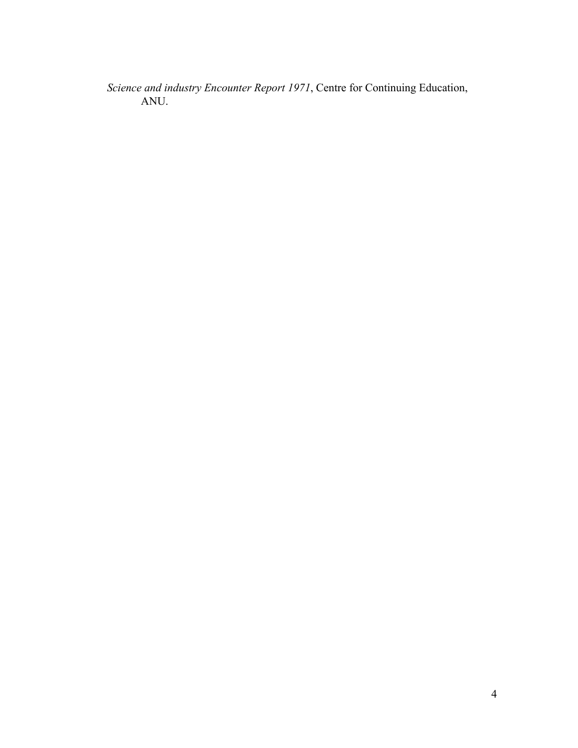*Science and industry Encounter Report 1971*, Centre for Continuing Education, ANU.